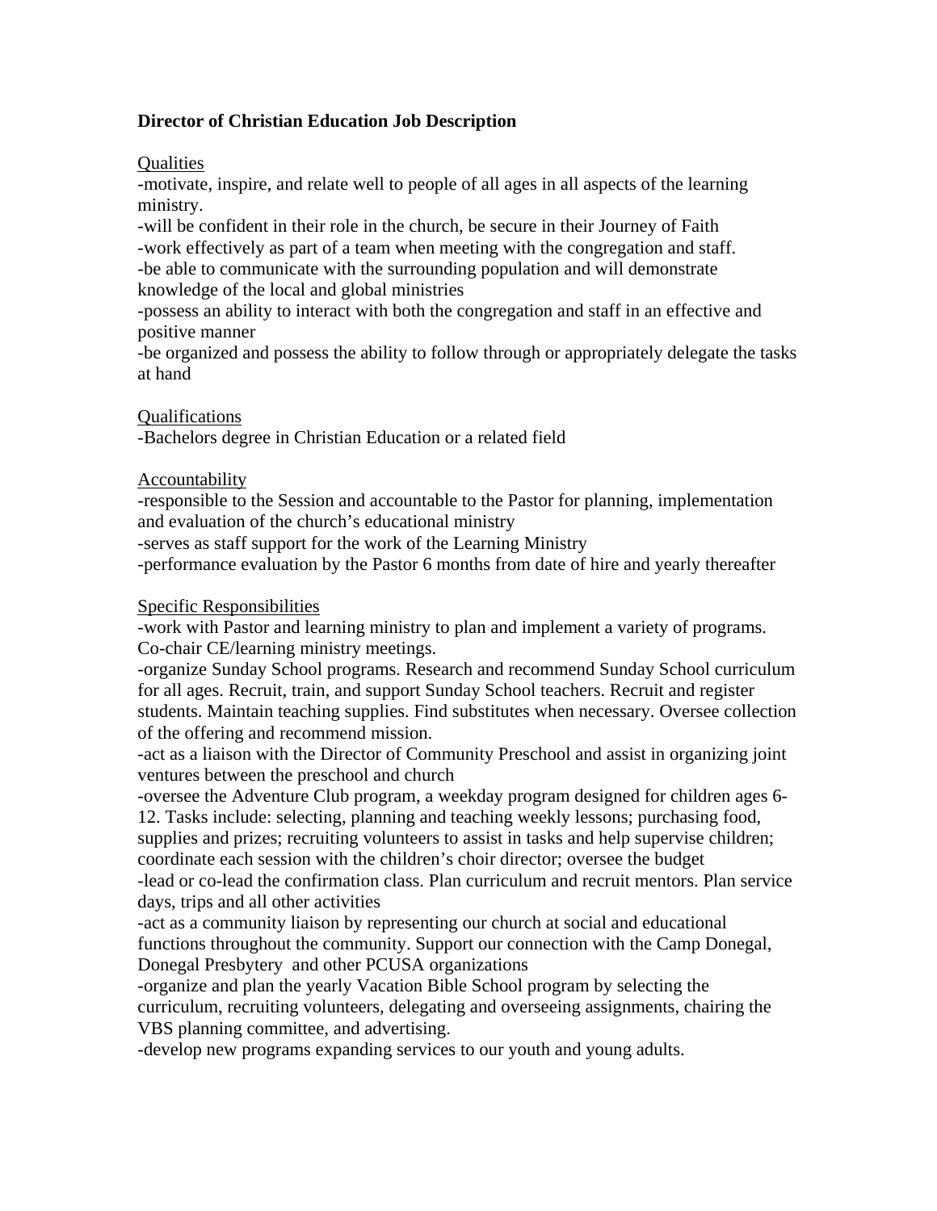**Director of Christian Education Job Description**

Qualities

-motivate, inspire, and relate well to people of all ages in all aspects of the learning ministry.

-will be confident in their role in the church, be secure in their Journey of Faith

-work effectively as part of a team when meeting with the congregation and staff.

-be able to communicate with the surrounding population and will demonstrate knowledge of the local and global ministries

-possess an ability to interact with both the congregation and staff in an effective and positive manner

-be organized and possess the ability to follow through or appropriately delegate the tasks at hand

Qualifications

-Bachelors degree in Christian Education or a related field

Accountability

-responsible to the Session and accountable to the Pastor for planning, implementation and evaluation of the church's educational ministry

-serves as staff support for the work of the Learning Ministry

-performance evaluation by the Pastor 6 months from date of hire and yearly thereafter

Specific Responsibilities

-work with Pastor and learning ministry to plan and implement a variety of programs. Co-chair CE/learning ministry meetings.

-organize Sunday School programs. Research and recommend Sunday School curriculum for all ages. Recruit, train, and support Sunday School teachers. Recruit and register students. Maintain teaching supplies. Find substitutes when necessary. Oversee collection of the offering and recommend mission.

-act as a liaison with the Director of Community Preschool and assist in organizing joint ventures between the preschool and church

-oversee the Adventure Club program, a weekday program designed for children ages 6-12. Tasks include: selecting, planning and teaching weekly lessons; purchasing food, supplies and prizes; recruiting volunteers to assist in tasks and help supervise children; coordinate each session with the children's choir director; oversee the budget

-lead or co-lead the confirmation class. Plan curriculum and recruit mentors. Plan service days, trips and all other activities

-act as a community liaison by representing our church at social and educational functions throughout the community. Support our connection with the Camp Donegal, Donegal Presbytery and other PCUSA organizations

-organize and plan the yearly Vacation Bible School program by selecting the curriculum, recruiting volunteers, delegating and overseeing assignments, chairing the VBS planning committee, and advertising.

-develop new programs expanding services to our youth and young adults.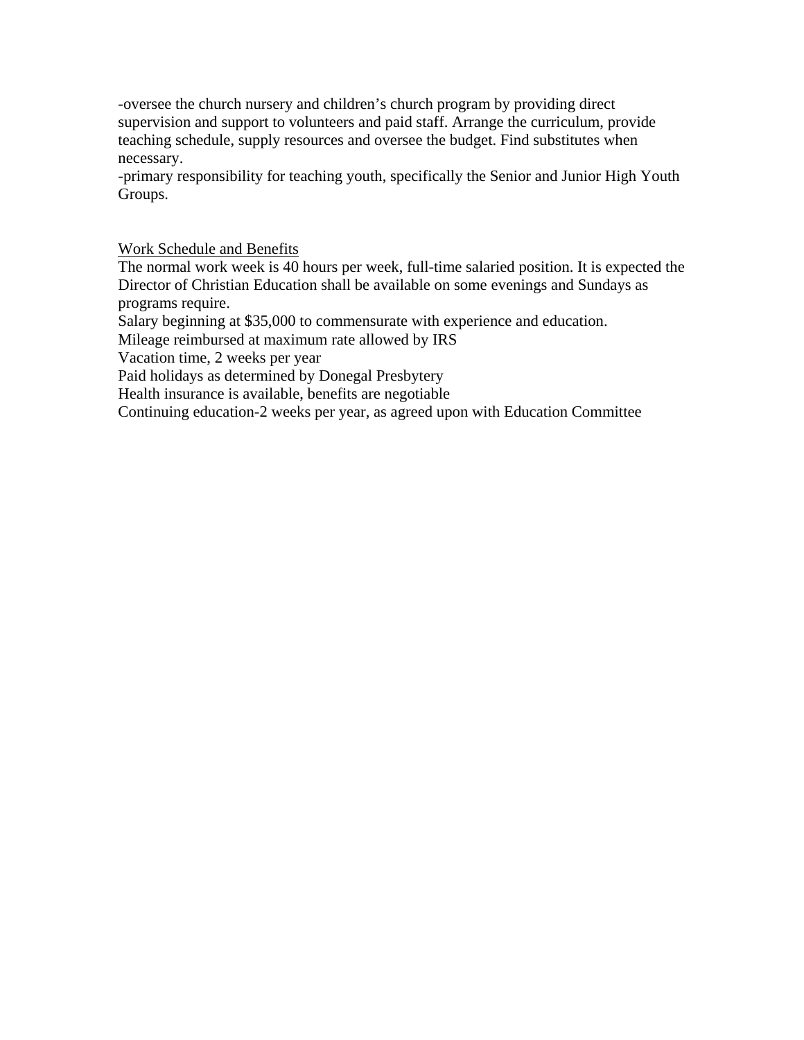-oversee the church nursery and children's church program by providing direct supervision and support to volunteers and paid staff. Arrange the curriculum, provide teaching schedule, supply resources and oversee the budget. Find substitutes when necessary.
-primary responsibility for teaching youth, specifically the Senior and Junior High Youth Groups.

<u>Work Schedule and Benefits</u>

The normal work week is 40 hours per week, full-time salaried position. It is expected the Director of Christian Education shall be available on some evenings and Sundays as programs require.
Salary beginning at $35,000 to commensurate with experience and education.
Mileage reimbursed at maximum rate allowed by IRS
Vacation time, 2 weeks per year
Paid holidays as determined by Donegal Presbytery
Health insurance is available, benefits are negotiable
Continuing education-2 weeks per year, as agreed upon with Education Committee